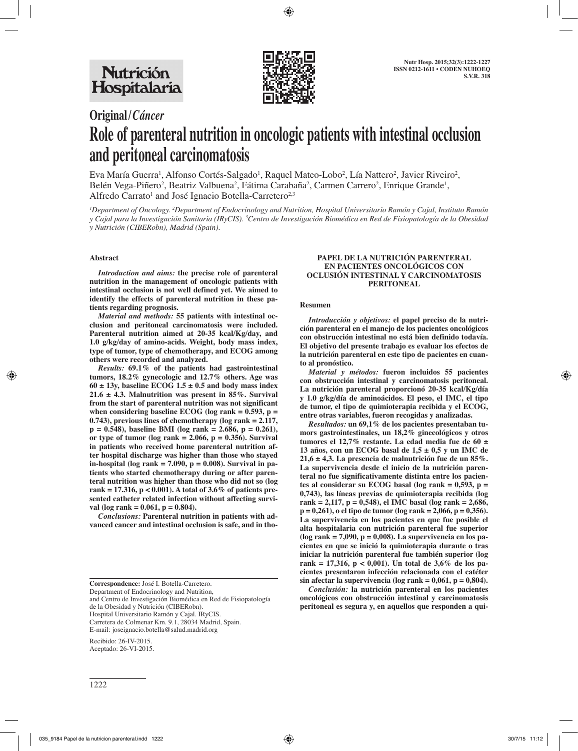# Original/*Cáncer*

# Role of parenteral nutrition in oncologic patients with intestinal occlusion and peritoneal carcinomatosis

Eva María Guerra[1], Alfonso Cortés-Salgado[1], Raquel Mateo-Lobo[2], Lía Nattero[2], Javier Riveiro[2], Belén Vega-Piñero[2], Beatriz Valbuena[2], Fátima Carabaña[2], Carmen Carrero[2], Enrique Grande[1], Alfredo Carrato[1] and José Ignacio Botella-Carretero[2,3]

[1]Department of Oncology. [2]Department of Endocrinology and Nutrition, Hospital Universitario Ramón y Cajal, Instituto Ramón y Cajal para la Investigación Sanitaria (IRyCIS). [3]Centro de Investigación Biomédica en Red de Fisiopatología de la Obesidad y Nutrición (CIBERobn), Madrid (Spain).

### Abstract

***Introduction and aims:*** **the precise role of parenteral nutrition in the management of oncologic patients with intestinal occlusion is not well defined yet. We aimed to identify the effects of parenteral nutrition in these patients regarding prognosis.**

***Material and methods:*** **55 patients with intestinal occlusion and peritoneal carcinomatosis were included. Parenteral nutrition aimed at 20-35 kcal/Kg/day, and 1.0 g/kg/day of amino-acids. Weight, body mass index, type of tumor, type of chemotherapy, and ECOG among others were recorded and analyzed.**

***Results:*** **69.1% of the patients had gastrointestinal tumors, 18.2% gynecologic and 12.7% others. Age was 60 ± 13y, baseline ECOG 1.5 ± 0.5 and body mass index 21.6 ± 4.3. Malnutrition was present in 85%. Survival from the start of parenteral nutrition was not significant when considering baseline ECOG (log rank = 0.593, p = 0.743), previous lines of chemotherapy (log rank = 2.117, p = 0.548), baseline BMI (log rank = 2.686, p = 0.261), or type of tumor (log rank = 2.066, p = 0.356). Survival in patients who received home parenteral nutrition after hospital discharge was higher than those who stayed in-hospital (log rank = 7.090, p = 0.008). Survival in patients who started chemotherapy during or after parenteral nutrition was higher than those who did not so (log rank = 17.316, p < 0.001). A total of 3.6% of patients presented catheter related infection without affecting survival (log rank = 0.061, p = 0.804).**

***Conclusions:*** **Parenteral nutrition in patients with advanced cancer and intestinal occlusion is safe, and in tho-**

**Correspondence:** José I. Botella-Carretero.
Department of Endocrinology and Nutrition,
and Centro de Investigación Biomédica en Red de Fisiopatología de la Obesidad y Nutrición (CIBERobn).
Hospital Universitario Ramón y Cajal. IRyCIS.
Carretera de Colmenar Km. 9.1, 28034 Madrid, Spain.
E-mail: joseignacio.botella@salud.madrid.org

Recibido: 26-IV-2015.
Aceptado: 26-VI-2015.

### PAPEL DE LA NUTRICIÓN PARENTERAL EN PACIENTES ONCOLÓGICOS CON OCLUSIÓN INTESTINAL Y CARCINOMATOSIS PERITONEAL

### Resumen

***Introducción y objetivos:*** **el papel preciso de la nutrición parenteral en el manejo de los pacientes oncológicos con obstrucción intestinal no está bien definido todavía. El objetivo del presente trabajo es evaluar los efectos de la nutrición parenteral en este tipo de pacientes en cuanto al pronóstico.**

***Material y métodos:*** **fueron incluidos 55 pacientes con obstrucción intestinal y carcinomatosis peritoneal. La nutrición parenteral proporcionó 20-35 kcal/Kg/día y 1.0 g/kg/día de aminoácidos. El peso, el IMC, el tipo de tumor, el tipo de quimioterapia recibida y el ECOG, entre otras variables, fueron recogidas y analizadas.**

***Resultados:*** **un 69,1% de los pacientes presentaban tumors gastrointestinales, un 18,2% ginecológicos y otros tumores el 12,7% restante. La edad media fue de 60 ± 13 años, con un ECOG basal de 1,5 ± 0,5 y un IMC de 21,6 ± 4,3. La presencia de malnutrición fue de un 85%. La supervivencia desde el inicio de la nutrición parenteral no fue significativamente distinta entre los pacientes al considerar su ECOG basal (log rank = 0,593, p = 0,743), las líneas previas de quimioterapia recibida (log rank = 2,117, p = 0,548), el IMC basal (log rank = 2,686, p = 0,261), o el tipo de tumor (log rank = 2,066, p = 0,356). La supervivencia en los pacientes en que fue posible el alta hospitalaria con nutrición parenteral fue superior (log rank = 7,090, p = 0,008). La supervivencia en los pacientes en que se inició la quimioterapia durante o tras iniciar la nutrición parenteral fue también superior (log rank = 17,316, p < 0,001). Un total de 3,6% de los pacientes presentaron infección relacionada con el catéter sin afectar la supervivencia (log rank = 0,061, p = 0,804).**

***Conclusión:*** **la nutrición parenteral en los pacientes oncológicos con obstrucción intestinal y carcinomatosis peritoneal es segura y, en aquellos que responden a qui-**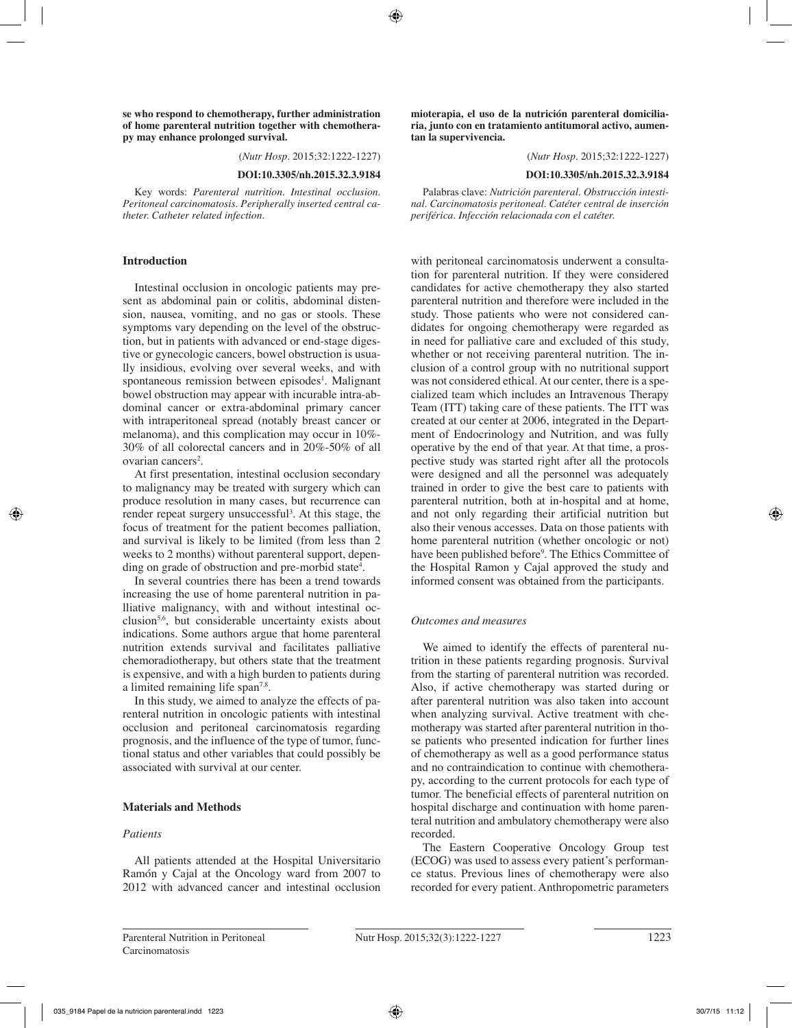se who respond to chemotherapy, further administration of home parenteral nutrition together with chemotherapy may enhance prolonged survival.

(*Nutr Hosp*. 2015;32:1222-1227)

**DOI:10.3305/nh.2015.32.3.9184**

Key words: *Parenteral nutrition. Intestinal occlusion. Peritoneal carcinomatosis. Peripherally inserted central catheter. Catheter related infection.*

**mioterapia, el uso de la nutrición parenteral domiciliaria, junto con en tratamiento antitumoral activo, aumentan la supervivencia.**

(*Nutr Hosp*. 2015;32:1222-1227)

**DOI:10.3305/nh.2015.32.3.9184**

Palabras clave: *Nutrición parenteral. Obstrucción intestinal. Carcinomatosis peritoneal. Catéter central de inserción periférica. Infección relacionada con el catéter.*

## Introduction

Intestinal occlusion in oncologic patients may present as abdominal pain or colitis, abdominal distension, nausea, vomiting, and no gas or stools. These symptoms vary depending on the level of the obstruction, but in patients with advanced or end-stage digestive or gynecologic cancers, bowel obstruction is usually insidious, evolving over several weeks, and with spontaneous remission between episodes[1]. Malignant bowel obstruction may appear with incurable intra-abdominal cancer or extra-abdominal primary cancer with intraperitoneal spread (notably breast cancer or melanoma), and this complication may occur in 10%-30% of all colorectal cancers and in 20%-50% of all ovarian cancers[2].

At first presentation, intestinal occlusion secondary to malignancy may be treated with surgery which can produce resolution in many cases, but recurrence can render repeat surgery unsuccessful[3]. At this stage, the focus of treatment for the patient becomes palliation, and survival is likely to be limited (from less than 2 weeks to 2 months) without parenteral support, depending on grade of obstruction and pre-morbid state[4].

In several countries there has been a trend towards increasing the use of home parenteral nutrition in palliative malignancy, with and without intestinal occlusion[5,6], but considerable uncertainty exists about indications. Some authors argue that home parenteral nutrition extends survival and facilitates palliative chemoradiotherapy, but others state that the treatment is expensive, and with a high burden to patients during a limited remaining life span[7,8].

In this study, we aimed to analyze the effects of parenteral nutrition in oncologic patients with intestinal occlusion and peritoneal carcinomatosis regarding prognosis, and the influence of the type of tumor, functional status and other variables that could possibly be associated with survival at our center.

## Materials and Methods

### *Patients*

All patients attended at the Hospital Universitario Ramón y Cajal at the Oncology ward from 2007 to 2012 with advanced cancer and intestinal occlusion with peritoneal carcinomatosis underwent a consultation for parenteral nutrition. If they were considered candidates for active chemotherapy they also started parenteral nutrition and therefore were included in the study. Those patients who were not considered candidates for ongoing chemotherapy were regarded as in need for palliative care and excluded of this study, whether or not receiving parenteral nutrition. The inclusion of a control group with no nutritional support was not considered ethical. At our center, there is a specialized team which includes an Intravenous Therapy Team (ITT) taking care of these patients. The ITT was created at our center at 2006, integrated in the Department of Endocrinology and Nutrition, and was fully operative by the end of that year. At that time, a prospective study was started right after all the protocols were designed and all the personnel was adequately trained in order to give the best care to patients with parenteral nutrition, both at in-hospital and at home, and not only regarding their artificial nutrition but also their venous accesses. Data on those patients with home parenteral nutrition (whether oncologic or not) have been published before[9]. The Ethics Committee of the Hospital Ramon y Cajal approved the study and informed consent was obtained from the participants.

### *Outcomes and measures*

We aimed to identify the effects of parenteral nutrition in these patients regarding prognosis. Survival from the starting of parenteral nutrition was recorded. Also, if active chemotherapy was started during or after parenteral nutrition was also taken into account when analyzing survival. Active treatment with chemotherapy was started after parenteral nutrition in those patients who presented indication for further lines of chemotherapy as well as a good performance status and no contraindication to continue with chemotherapy, according to the current protocols for each type of tumor. The beneficial effects of parenteral nutrition on hospital discharge and continuation with home parenteral nutrition and ambulatory chemotherapy were also recorded.

The Eastern Cooperative Oncology Group test (ECOG) was used to assess every patient's performance status. Previous lines of chemotherapy were also recorded for every patient. Anthropometric parameters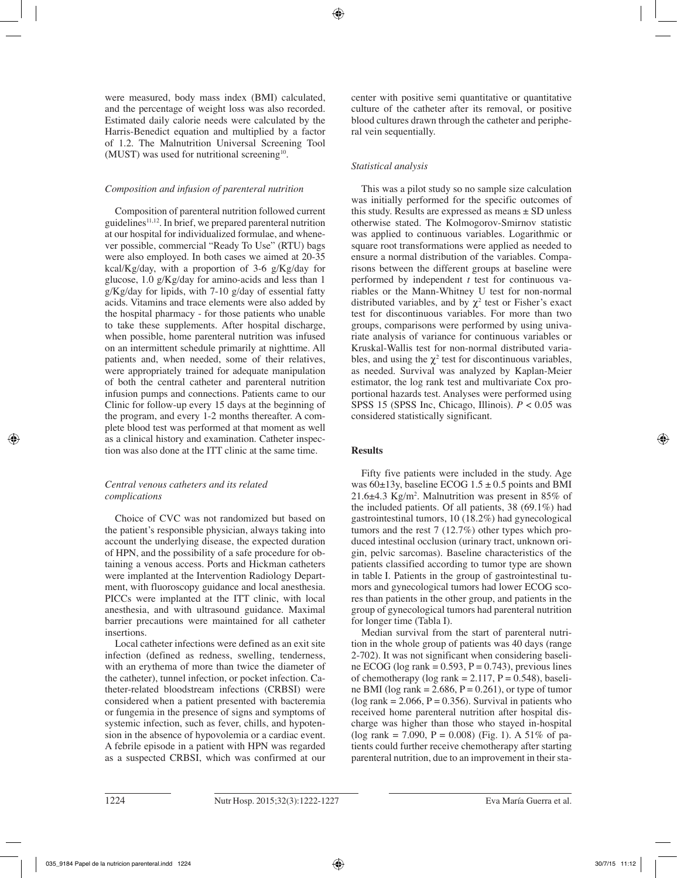were measured, body mass index (BMI) calculated, and the percentage of weight loss was also recorded. Estimated daily calorie needs were calculated by the Harris-Benedict equation and multiplied by a factor of 1.2. The Malnutrition Universal Screening Tool (MUST) was used for nutritional screening[10].

### *Composition and infusion of parenteral nutrition*

Composition of parenteral nutrition followed current guidelines[11,12]. In brief, we prepared parenteral nutrition at our hospital for individualized formulae, and whenever possible, commercial "Ready To Use" (RTU) bags were also employed. In both cases we aimed at 20-35 kcal/Kg/day, with a proportion of 3-6 g/Kg/day for glucose, 1.0 g/Kg/day for amino-acids and less than 1 g/Kg/day for lipids, with 7-10 g/day of essential fatty acids. Vitamins and trace elements were also added by the hospital pharmacy - for those patients who unable to take these supplements. After hospital discharge, when possible, home parenteral nutrition was infused on an intermittent schedule primarily at nighttime. All patients and, when needed, some of their relatives, were appropriately trained for adequate manipulation of both the central catheter and parenteral nutrition infusion pumps and connections. Patients came to our Clinic for follow-up every 15 days at the beginning of the program, and every 1-2 months thereafter. A complete blood test was performed at that moment as well as a clinical history and examination. Catheter inspection was also done at the ITT clinic at the same time.

### *Central venous catheters and its related complications*

Choice of CVC was not randomized but based on the patient's responsible physician, always taking into account the underlying disease, the expected duration of HPN, and the possibility of a safe procedure for obtaining a venous access. Ports and Hickman catheters were implanted at the Intervention Radiology Department, with fluoroscopy guidance and local anesthesia. PICCs were implanted at the ITT clinic, with local anesthesia, and with ultrasound guidance. Maximal barrier precautions were maintained for all catheter insertions.

Local catheter infections were defined as an exit site infection (defined as redness, swelling, tenderness, with an erythema of more than twice the diameter of the catheter), tunnel infection, or pocket infection. Catheter-related bloodstream infections (CRBSI) were considered when a patient presented with bacteremia or fungemia in the presence of signs and symptoms of systemic infection, such as fever, chills, and hypotension in the absence of hypovolemia or a cardiac event. A febrile episode in a patient with HPN was regarded as a suspected CRBSI, which was confirmed at our center with positive semi quantitative or quantitative culture of the catheter after its removal, or positive blood cultures drawn through the catheter and peripheral vein sequentially.

### *Statistical analysis*

This was a pilot study so no sample size calculation was initially performed for the specific outcomes of this study. Results are expressed as means ± SD unless otherwise stated. The Kolmogorov-Smirnov statistic was applied to continuous variables. Logarithmic or square root transformations were applied as needed to ensure a normal distribution of the variables. Comparisons between the different groups at baseline were performed by independent *t* test for continuous variables or the Mann-Whitney U test for non-normal distributed variables, and by $\chi^2$ test or Fisher's exact test for discontinuous variables. For more than two groups, comparisons were performed by using univariate analysis of variance for continuous variables or Kruskal-Wallis test for non-normal distributed variables, and using the $\chi^2$ test for discontinuous variables, as needed. Survival was analyzed by Kaplan-Meier estimator, the log rank test and multivariate Cox proportional hazards test. Analyses were performed using SPSS 15 (SPSS Inc, Chicago, Illinois). $P < 0.05$ was considered statistically significant.

## Results

Fifty five patients were included in the study. Age was 60±13y, baseline ECOG 1.5 ± 0.5 points and BMI 21.6±4.3 Kg/m$^2$. Malnutrition was present in 85% of the included patients. Of all patients, 38 (69.1%) had gastrointestinal tumors, 10 (18.2%) had gynecological tumors and the rest 7 (12.7%) other types which produced intestinal occlusion (urinary tract, unknown origin, pelvic sarcomas). Baseline characteristics of the patients classified according to tumor type are shown in table I. Patients in the group of gastrointestinal tumors and gynecological tumors had lower ECOG scores than patients in the other group, and patients in the group of gynecological tumors had parenteral nutrition for longer time (Tabla I).

Median survival from the start of parenteral nutrition in the whole group of patients was 40 days (range 2-702). It was not significant when considering baseline ECOG (log rank = 0.593, P = 0.743), previous lines of chemotherapy (log rank = 2.117, P = 0.548), baseline BMI (log rank = 2.686, P = 0.261), or type of tumor (log rank = 2.066, P = 0.356). Survival in patients who received home parenteral nutrition after hospital discharge was higher than those who stayed in-hospital (log rank = 7.090, P = 0.008) (Fig. 1). A 51% of patients could further receive chemotherapy after starting parenteral nutrition, due to an improvement in their sta-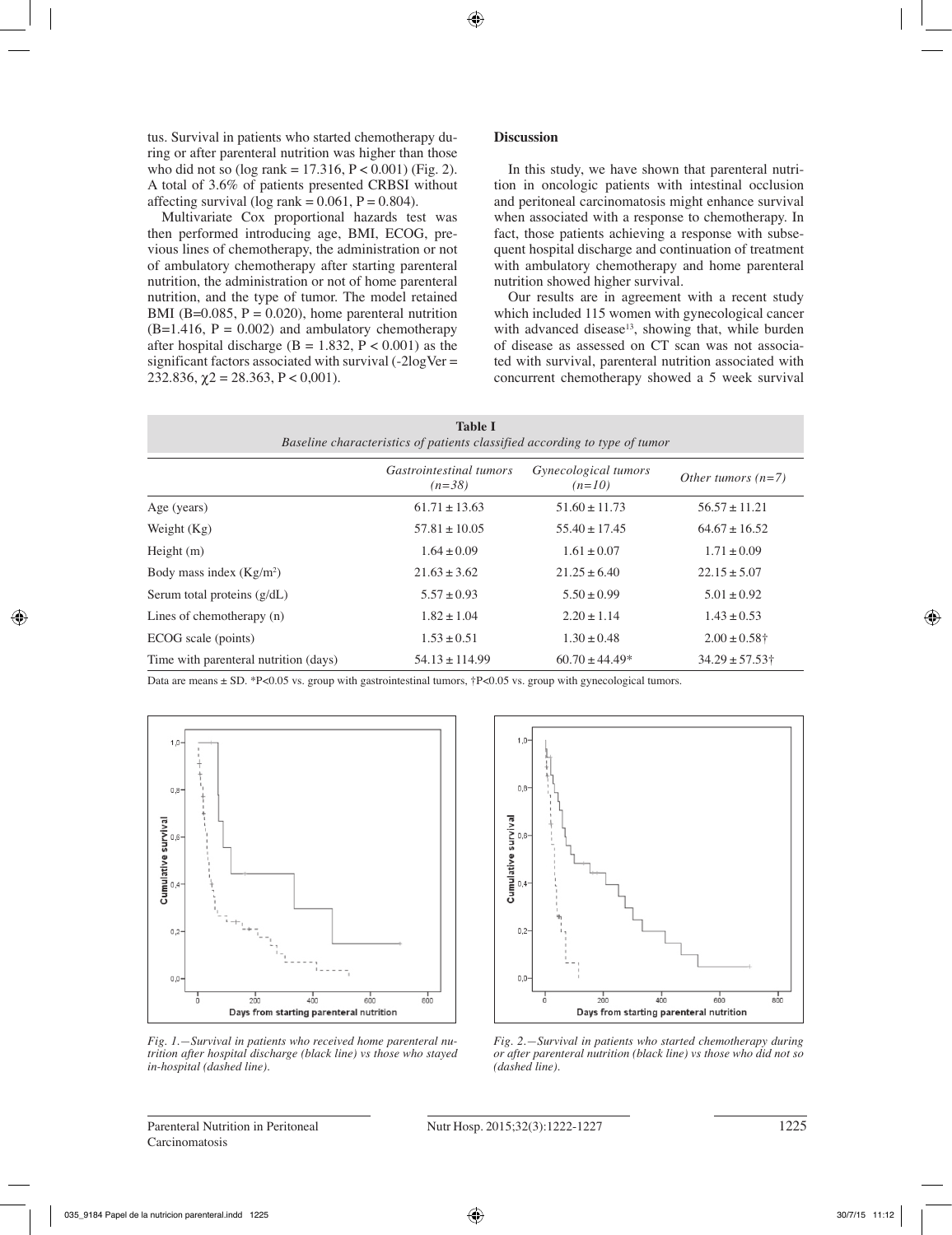tus. Survival in patients who started chemotherapy during or after parenteral nutrition was higher than those who did not so (log rank = 17.316, $P < 0.001$) (Fig. 2). A total of 3.6% of patients presented CRBSI without affecting survival (log rank = 0.061, $P = 0.804$).

Multivariate Cox proportional hazards test was then performed introducing age, BMI, ECOG, previous lines of chemotherapy, the administration or not of ambulatory chemotherapy after starting parenteral nutrition, the administration or not of home parenteral nutrition, and the type of tumor. The model retained BMI (B=0.085, $P = 0.020$), home parenteral nutrition (B=1.416, $P = 0.002$) and ambulatory chemotherapy after hospital discharge (B = 1.832, $P < 0.001$) as the significant factors associated with survival (-2logVer = 232.836, $\chi 2 = 28.363$, $P < 0,001$).

## Discussion

In this study, we have shown that parenteral nutrition in oncologic patients with intestinal occlusion and peritoneal carcinomatosis might enhance survival when associated with a response to chemotherapy. In fact, those patients achieving a response with subsequent hospital discharge and continuation of treatment with ambulatory chemotherapy and home parenteral nutrition showed higher survival.

Our results are in agreement with a recent study which included 115 women with gynecological cancer with advanced disease[13], showing that, while burden of disease as assessed on CT scan was not associated with survival, parenteral nutrition associated with concurrent chemotherapy showed a 5 week survival

**Table I**
*Baseline characteristics of patients classified according to type of tumor*

| | *Gastrointestinal tumors (n=38)* | *Gynecological tumors (n=10)* | *Other tumors (n=7)* |
|---|---|---|---|
| Age (years) | 61.71 ± 13.63 | 51.60 ± 11.73 | 56.57 ± 11.21 |
| Weight (Kg) | 57.81 ± 10.05 | 55.40 ± 17.45 | 64.67 ± 16.52 |
| Height (m) | 1.64 ± 0.09 | 1.61 ± 0.07 | 1.71 ± 0.09 |
| Body mass index (Kg/m²) | 21.63 ± 3.62 | 21.25 ± 6.40 | 22.15 ± 5.07 |
| Serum total proteins (g/dL) | 5.57 ± 0.93 | 5.50 ± 0.99 | 5.01 ± 0.92 |
| Lines of chemotherapy (n) | 1.82 ± 1.04 | 2.20 ± 1.14 | 1.43 ± 0.53 |
| ECOG scale (points) | 1.53 ± 0.51 | 1.30 ± 0.48 | 2.00 ± 0.58† |
| Time with parenteral nutrition (days) | 54.13 ± 114.99 | 60.70 ± 44.49* | 34.29 ± 57.53† |

Data are means ± SD. *P<0.05 vs. group with gastrointestinal tumors, †P<0.05 vs. group with gynecological tumors.

*Fig. 1.—Survival in patients who received home parenteral nutrition after hospital discharge (black line) vs those who stayed in-hospital (dashed line).*

*Fig. 2.—Survival in patients who started chemotherapy during or after parenteral nutrition (black line) vs those who did not so (dashed line).*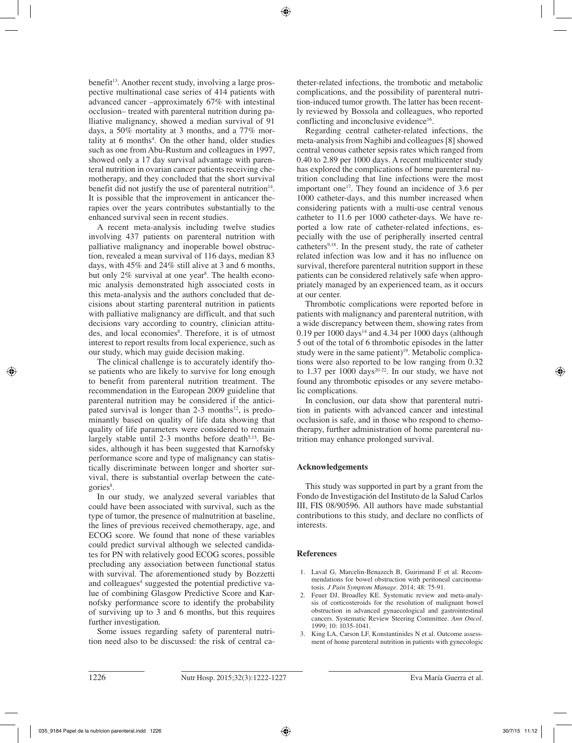benefit[13]. Another recent study, involving a large prospective multinational case series of 414 patients with advanced cancer –approximately 67% with intestinal occlusion– treated with parenteral nutrition during palliative malignancy, showed a median survival of 91 days, a 50% mortality at 3 months, and a 77% mortality at 6 months[4]. On the other hand, older studies such as one from Abu-Rustum and colleagues in 1997, showed only a 17 day survival advantage with parenteral nutrition in ovarian cancer patients receiving chemotherapy, and they concluded that the short survival benefit did not justify the use of parenteral nutrition[14]. It is possible that the improvement in anticancer therapies over the years contributes substantially to the enhanced survival seen in recent studies.

A recent meta-analysis including twelve studies involving 437 patients on parenteral nutrition with palliative malignancy and inoperable bowel obstruction, revealed a mean survival of 116 days, median 83 days, with 45% and 24% still alive at 3 and 6 months, but only 2% survival at one year[8]. The health economic analysis demonstrated high associated costs in this meta-analysis and the authors concluded that decisions about starting parenteral nutrition in patients with palliative malignancy are difficult, and that such decisions vary according to country, clinician attitudes, and local economies[8]. Therefore, it is of utmost interest to report results from local experience, such as our study, which may guide decision making.

The clinical challenge is to accurately identify those patients who are likely to survive for long enough to benefit from parenteral nutrition treatment. The recommendation in the European 2009 guideline that parenteral nutrition may be considered if the anticipated survival is longer than 2-3 months[12], is predominantly based on quality of life data showing that quality of life parameters were considered to remain largely stable until 2-3 months before death[5,15]. Besides, although it has been suggested that Karnofsky performance score and type of malignancy can statistically discriminate between longer and shorter survival, there is substantial overlap between the categories[8].

In our study, we analyzed several variables that could have been associated with survival, such as the type of tumor, the presence of malnutrition at baseline, the lines of previous received chemotherapy, age, and ECOG score. We found that none of these variables could predict survival although we selected candidates for PN with relatively good ECOG scores, possible precluding any association between functional status with survival. The aforementioned study by Bozzetti and colleagues[4] suggested the potential predictive value of combining Glasgow Predictive Score and Karnofsky performance score to identify the probability of surviving up to 3 and 6 months, but this requires further investigation.

Some issues regarding safety of parenteral nutrition need also to be discussed: the risk of central catheter-related infections, the trombotic and metabolic complications, and the possibility of parenteral nutrition-induced tumor growth. The latter has been recently reviewed by Bossola and colleagues, who reported conflicting and inconclusive evidence[16].

Regarding central catheter-related infections, the meta-analysis from Naghibi and colleagues [8] showed central venous catheter sepsis rates which ranged from 0.40 to 2.89 per 1000 days. A recent multicenter study has explored the complications of home parenteral nutrition concluding that line infections were the most important one[17]. They found an incidence of 3.6 per 1000 catheter-days, and this number increased when considering patients with a multi-use central venous catheter to 11.6 per 1000 catheter-days. We have reported a low rate of catheter-related infections, especially with the use of peripherally inserted central catheters[9,18]. In the present study, the rate of catheter related infection was low and it has no influence on survival, therefore parenteral nutrition support in these patients can be considered relatively safe when appropriately managed by an experienced team, as it occurs at our center.

Thrombotic complications were reported before in patients with malignancy and parenteral nutrition, with a wide discrepancy between them, showing rates from 0.19 per 1000 days[14] and 4.34 per 1000 days (although 5 out of the total of 6 thrombotic episodes in the latter study were in the same patient)[19]. Metabolic complications were also reported to be low ranging from 0.32 to 1.37 per 1000 days[20-22]. In our study, we have not found any thrombotic episodes or any severe metabolic complications.

In conclusion, our data show that parenteral nutrition in patients with advanced cancer and intestinal occlusion is safe, and in those who respond to chemotherapy, further administration of home parenteral nutrition may enhance prolonged survival.

## Acknowledgements

This study was supported in part by a grant from the Fondo de Investigación del Instituto de la Salud Carlos III, FIS 08/90596. All authors have made substantial contributions to this study, and declare no conflicts of interests.

## References

1. Laval G, Marcelin-Benazech B, Guirimand F et al. Recommendations for bowel obstruction with peritoneal carcinomatosis. *J Pain Symptom Manage*. 2014; 48: 75-91.
2. Feuer DJ, Broadley KE. Systematic review and meta-analysis of corticosteroids for the resolution of malignant bowel obstruction in advanced gynaecological and gastrointestinal cancers. Systematic Review Steering Committee. *Ann Oncol*. 1999; 10: 1035-1041.
3. King LA, Carson LF, Konstantinides N et al. Outcome assessment of home parenteral nutrition in patients with gynecologic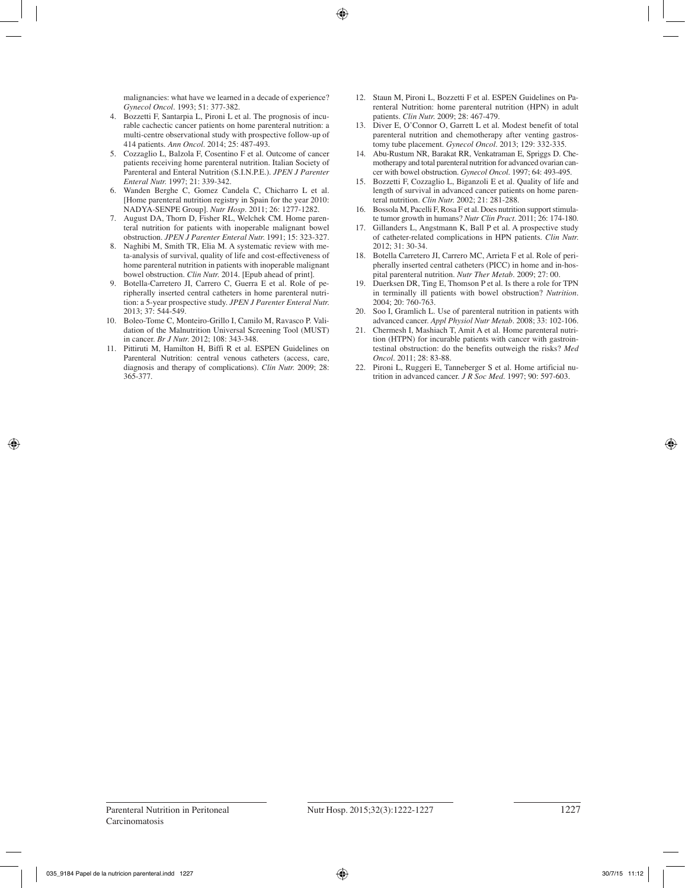malignancies: what have we learned in a decade of experience? *Gynecol Oncol*. 1993; 51: 377-382.

4. Bozzetti F, Santarpia L, Pironi L et al. The prognosis of incurable cachectic cancer patients on home parenteral nutrition: a multi-centre observational study with prospective follow-up of 414 patients. *Ann Oncol*. 2014; 25: 487-493.
5. Cozzaglio L, Balzola F, Cosentino F et al. Outcome of cancer patients receiving home parenteral nutrition. Italian Society of Parenteral and Enteral Nutrition (S.I.N.P.E.). *JPEN J Parenter Enteral Nutr.* 1997; 21: 339-342.
6. Wanden Berghe C, Gomez Candela C, Chicharro L et al. [Home parenteral nutrition registry in Spain for the year 2010: NADYA-SENPE Group]. *Nutr Hosp*. 2011; 26: 1277-1282.
7. August DA, Thorn D, Fisher RL, Welchek CM. Home parenteral nutrition for patients with inoperable malignant bowel obstruction. *JPEN J Parenter Enteral Nutr.* 1991; 15: 323-327.
8. Naghibi M, Smith TR, Elia M. A systematic review with meta-analysis of survival, quality of life and cost-effectiveness of home parenteral nutrition in patients with inoperable malignant bowel obstruction. *Clin Nutr.* 2014. [Epub ahead of print].
9. Botella-Carretero JI, Carrero C, Guerra E et al. Role of peripherally inserted central catheters in home parenteral nutrition: a 5-year prospective study. *JPEN J Parenter Enteral Nutr.* 2013; 37: 544-549.
10. Boleo-Tome C, Monteiro-Grillo I, Camilo M, Ravasco P. Validation of the Malnutrition Universal Screening Tool (MUST) in cancer. *Br J Nutr.* 2012; 108: 343-348.
11. Pittiruti M, Hamilton H, Biffi R et al. ESPEN Guidelines on Parenteral Nutrition: central venous catheters (access, care, diagnosis and therapy of complications). *Clin Nutr.* 2009; 28: 365-377.
12. Staun M, Pironi L, Bozzetti F et al. ESPEN Guidelines on Parenteral Nutrition: home parenteral nutrition (HPN) in adult patients. *Clin Nutr.* 2009; 28: 467-479.
13. Diver E, O'Connor O, Garrett L et al. Modest benefit of total parenteral nutrition and chemotherapy after venting gastrostomy tube placement. *Gynecol Oncol*. 2013; 129: 332-335.
14. Abu-Rustum NR, Barakat RR, Venkatraman E, Spriggs D. Chemotherapy and total parenteral nutrition for advanced ovarian cancer with bowel obstruction. *Gynecol Oncol*. 1997; 64: 493-495.
15. Bozzetti F, Cozzaglio L, Biganzoli E et al. Quality of life and length of survival in advanced cancer patients on home parenteral nutrition. *Clin Nutr.* 2002; 21: 281-288.
16. Bossola M, Pacelli F, Rosa F et al. Does nutrition support stimulate tumor growth in humans? *Nutr Clin Pract*. 2011; 26: 174-180.
17. Gillanders L, Angstmann K, Ball P et al. A prospective study of catheter-related complications in HPN patients. *Clin Nutr.* 2012; 31: 30-34.
18. Botella Carretero JI, Carrero MC, Arrieta F et al. Role of peripherally inserted central catheters (PICC) in home and in-hospital parenteral nutrition. *Nutr Ther Metab*. 2009; 27: 00.
19. Duerksen DR, Ting E, Thomson P et al. Is there a role for TPN in terminally ill patients with bowel obstruction? *Nutrition*. 2004; 20: 760-763.
20. Soo I, Gramlich L. Use of parenteral nutrition in patients with advanced cancer. *Appl Physiol Nutr Metab*. 2008; 33: 102-106.
21. Chermesh I, Mashiach T, Amit A et al. Home parenteral nutrition (HTPN) for incurable patients with cancer with gastrointestinal obstruction: do the benefits outweigh the risks? *Med Oncol*. 2011; 28: 83-88.
22. Pironi L, Ruggeri E, Tanneberger S et al. Home artificial nutrition in advanced cancer. *J R Soc Med*. 1997; 90: 597-603.